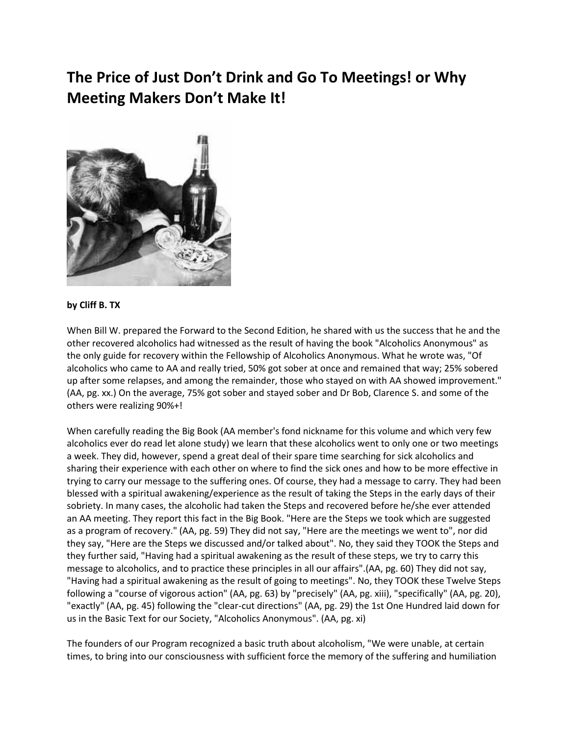# The Price of Just Don't Drink and Go To Meetings! or Why Meeting Makers Don't Make It!

**by Cliff B. TX**

When Bill W. prepared the Forward to the Second Edition, he shared with us the success that he and the other recovered alcoholics had witnessed as the result of having the book "Alcoholics Anonymous" as the only guide for recovery within the Fellowship of Alcoholics Anonymous. What he wrote was, "Of alcoholics who came to AA and really tried, 50% got sober at once and remained that way; 25% sobered up after some relapses, and among the remainder, those who stayed on with AA showed improvement." (AA, pg. xx.) On the average, 75% got sober and stayed sober and Dr Bob, Clarence S. and some of the others were realizing 90%+!

When carefully reading the Big Book (AA member's fond nickname for this volume and which very few alcoholics ever do read let alone study) we learn that these alcoholics went to only one or two meetings a week. They did, however, spend a great deal of their spare time searching for sick alcoholics and sharing their experience with each other on where to find the sick ones and how to be more effective in trying to carry our message to the suffering ones. Of course, they had a message to carry. They had been blessed with a spiritual awakening/experience as the result of taking the Steps in the early days of their sobriety. In many cases, the alcoholic had taken the Steps and recovered before he/she ever attended an AA meeting. They report this fact in the Big Book. "Here are the Steps we took which are suggested as a program of recovery." (AA, pg. 59) They did not say, "Here are the meetings we went to", nor did they say, "Here are the Steps we discussed and/or talked about". No, they said they TOOK the Steps and they further said, "Having had a spiritual awakening as the result of these steps, we try to carry this message to alcoholics, and to practice these principles in all our affairs".(AA, pg. 60) They did not say, "Having had a spiritual awakening as the result of going to meetings". No, they TOOK these Twelve Steps following a "course of vigorous action" (AA, pg. 63) by "precisely" (AA, pg. xiii), "specifically" (AA, pg. 20), "exactly" (AA, pg. 45) following the "clear-cut directions" (AA, pg. 29) the 1st One Hundred laid down for us in the Basic Text for our Society, "Alcoholics Anonymous". (AA, pg. xi)

The founders of our Program recognized a basic truth about alcoholism, "We were unable, at certain times, to bring into our consciousness with sufficient force the memory of the suffering and humiliation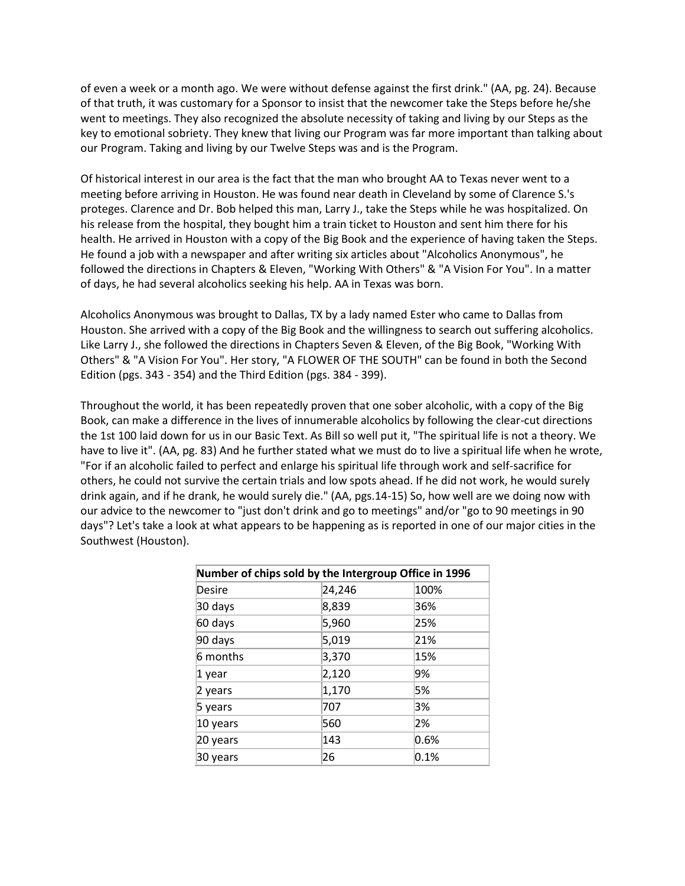of even a week or a month ago. We were without defense against the first drink." (AA, pg. 24). Because of that truth, it was customary for a Sponsor to insist that the newcomer take the Steps before he/she went to meetings. They also recognized the absolute necessity of taking and living by our Steps as the key to emotional sobriety. They knew that living our Program was far more important than talking about our Program. Taking and living by our Twelve Steps was and is the Program.

Of historical interest in our area is the fact that the man who brought AA to Texas never went to a meeting before arriving in Houston. He was found near death in Cleveland by some of Clarence S.'s proteges. Clarence and Dr. Bob helped this man, Larry J., take the Steps while he was hospitalized. On his release from the hospital, they bought him a train ticket to Houston and sent him there for his health. He arrived in Houston with a copy of the Big Book and the experience of having taken the Steps. He found a job with a newspaper and after writing six articles about "Alcoholics Anonymous", he followed the directions in Chapters & Eleven, "Working With Others" & "A Vision For You". In a matter of days, he had several alcoholics seeking his help. AA in Texas was born.

Alcoholics Anonymous was brought to Dallas, TX by a lady named Ester who came to Dallas from Houston. She arrived with a copy of the Big Book and the willingness to search out suffering alcoholics. Like Larry J., she followed the directions in Chapters Seven & Eleven, of the Big Book, "Working With Others" & "A Vision For You". Her story, "A FLOWER OF THE SOUTH" can be found in both the Second Edition (pgs. 343 - 354) and the Third Edition (pgs. 384 - 399).

Throughout the world, it has been repeatedly proven that one sober alcoholic, with a copy of the Big Book, can make a difference in the lives of innumerable alcoholics by following the clear-cut directions the 1st 100 laid down for us in our Basic Text. As Bill so well put it, "The spiritual life is not a theory. We have to live it". (AA, pg. 83) And he further stated what we must do to live a spiritual life when he wrote, "For if an alcoholic failed to perfect and enlarge his spiritual life through work and self-sacrifice for others, he could not survive the certain trials and low spots ahead. If he did not work, he would surely drink again, and if he drank, he would surely die." (AA, pgs.14-15) So, how well are we doing now with our advice to the newcomer to "just don't drink and go to meetings" and/or "go to 90 meetings in 90 days"? Let's take a look at what appears to be happening as is reported in one of our major cities in the Southwest (Houston).

| Number of chips sold by the Intergroup Office in 1996 | | |
|---|---|---|
| Desire | 24,246 | 100% |
| 30 days | 8,839 | 36% |
| 60 days | 5,960 | 25% |
| 90 days | 5,019 | 21% |
| 6 months | 3,370 | 15% |
| 1 year | 2,120 | 9% |
| 2 years | 1,170 | 5% |
| 5 years | 707 | 3% |
| 10 years | 560 | 2% |
| 20 years | 143 | 0.6% |
| 30 years | 26 | 0.1% |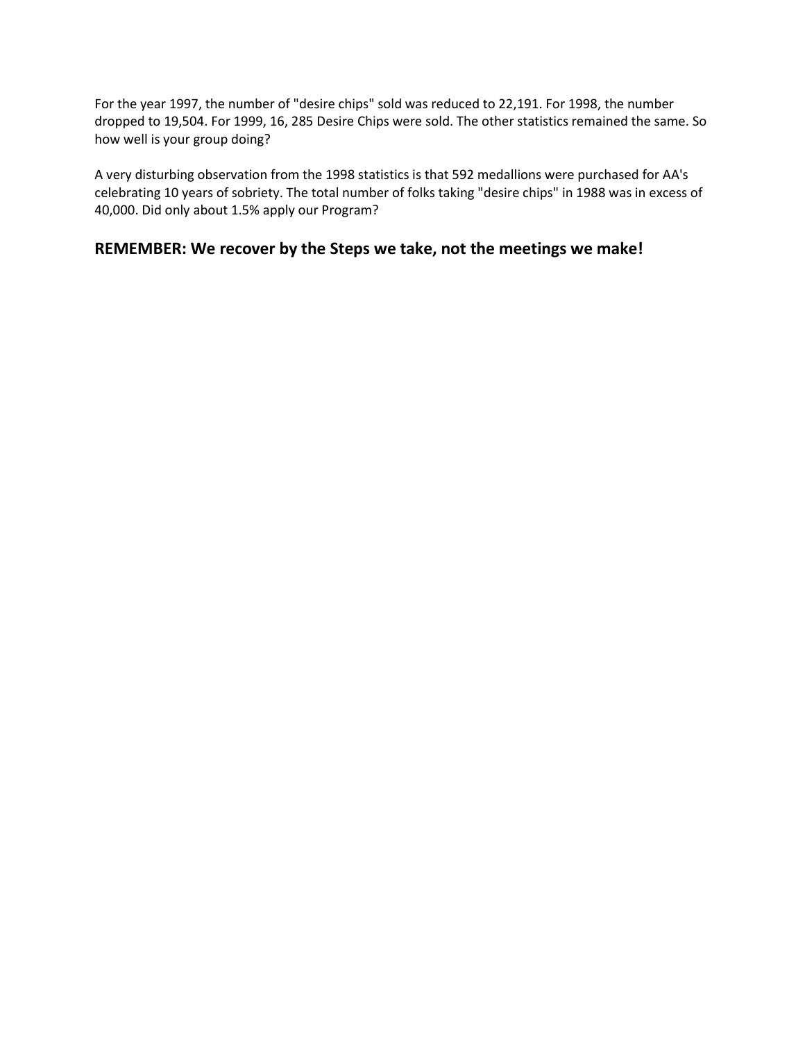For the year 1997, the number of "desire chips" sold was reduced to 22,191. For 1998, the number dropped to 19,504. For 1999, 16, 285 Desire Chips were sold. The other statistics remained the same. So how well is your group doing?

A very disturbing observation from the 1998 statistics is that 592 medallions were purchased for AA's celebrating 10 years of sobriety. The total number of folks taking "desire chips" in 1988 was in excess of 40,000. Did only about 1.5% apply our Program?

**REMEMBER: We recover by the Steps we take, not the meetings we make!**